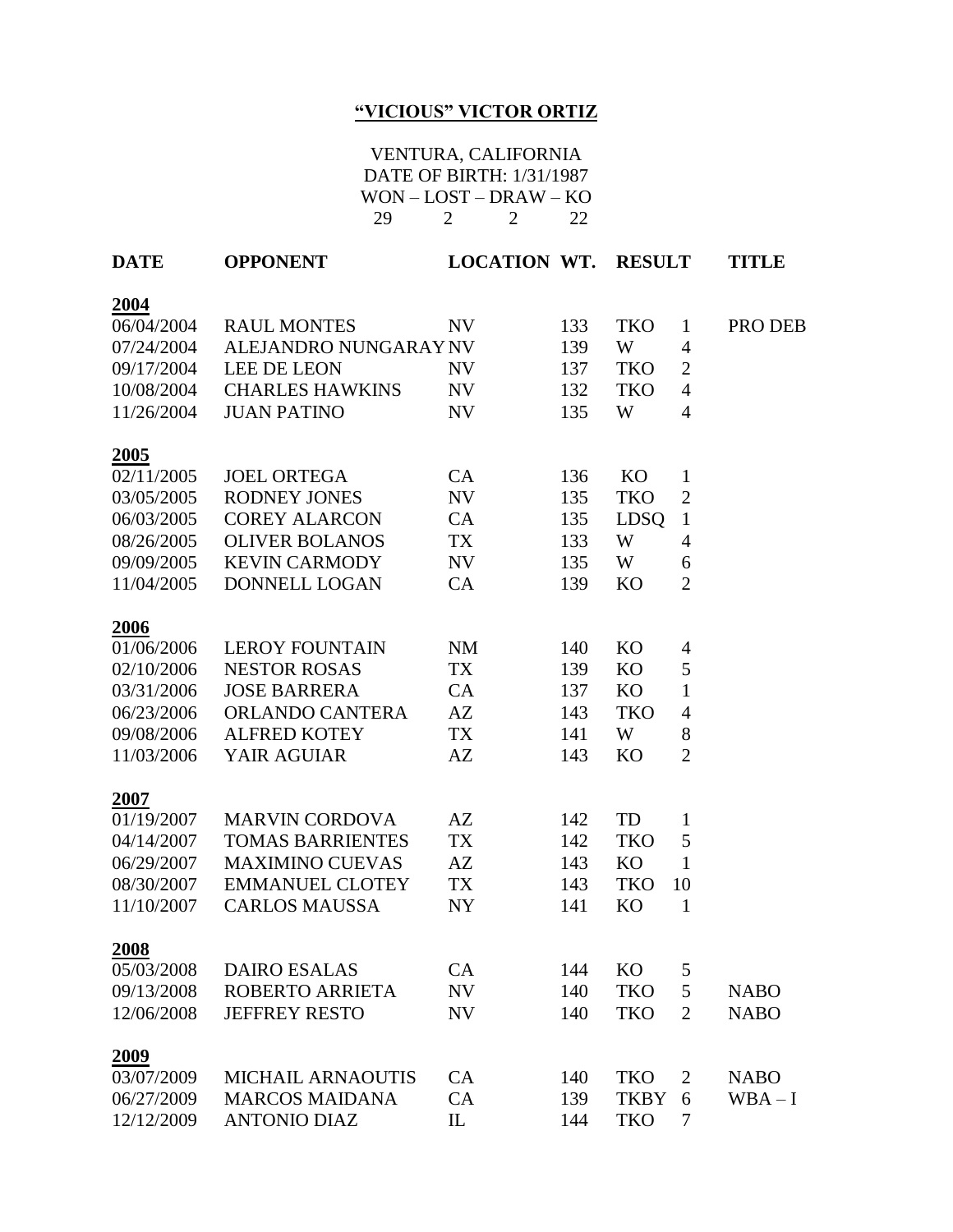# **"VICIOUS" VICTOR ORTIZ**

VENTURA, CALIFORNIA
DATE OF BIRTH: 1/31/1987
WON – LOST – DRAW – KO
29 2 2 22

| DATE | OPPONENT | LOCATION | WT. | RESULT | | TITLE |
|---|---|---|---|---|---|---|
| **2004** | | | | | | |
| 06/04/2004 | RAUL MONTES | NV | 133 | TKO | 1 | PRO DEB |
| 07/24/2004 | ALEJANDRO NUNGARAY | NV | 139 | W | 4 | |
| 09/17/2004 | LEE DE LEON | NV | 137 | TKO | 2 | |
| 10/08/2004 | CHARLES HAWKINS | NV | 132 | TKO | 4 | |
| 11/26/2004 | JUAN PATINO | NV | 135 | W | 4 | |
| **2005** | | | | | | |
| 02/11/2005 | JOEL ORTEGA | CA | 136 | KO | 1 | |
| 03/05/2005 | RODNEY JONES | NV | 135 | TKO | 2 | |
| 06/03/2005 | COREY ALARCON | CA | 135 | LDSQ | 1 | |
| 08/26/2005 | OLIVER BOLANOS | TX | 133 | W | 4 | |
| 09/09/2005 | KEVIN CARMODY | NV | 135 | W | 6 | |
| 11/04/2005 | DONNELL LOGAN | CA | 139 | KO | 2 | |
| **2006** | | | | | | |
| 01/06/2006 | LEROY FOUNTAIN | NM | 140 | KO | 4 | |
| 02/10/2006 | NESTOR ROSAS | TX | 139 | KO | 5 | |
| 03/31/2006 | JOSE BARRERA | CA | 137 | KO | 1 | |
| 06/23/2006 | ORLANDO CANTERA | AZ | 143 | TKO | 4 | |
| 09/08/2006 | ALFRED KOTEY | TX | 141 | W | 8 | |
| 11/03/2006 | YAIR AGUIAR | AZ | 143 | KO | 2 | |
| **2007** | | | | | | |
| 01/19/2007 | MARVIN CORDOVA | AZ | 142 | TD | 1 | |
| 04/14/2007 | TOMAS BARRIENTES | TX | 142 | TKO | 5 | |
| 06/29/2007 | MAXIMINO CUEVAS | AZ | 143 | KO | 1 | |
| 08/30/2007 | EMMANUEL CLOTEY | TX | 143 | TKO | 10 | |
| 11/10/2007 | CARLOS MAUSSA | NY | 141 | KO | 1 | |
| **2008** | | | | | | |
| 05/03/2008 | DAIRO ESALAS | CA | 144 | KO | 5 | |
| 09/13/2008 | ROBERTO ARRIETA | NV | 140 | TKO | 5 | NABO |
| 12/06/2008 | JEFFREY RESTO | NV | 140 | TKO | 2 | NABO |
| **2009** | | | | | | |
| 03/07/2009 | MICHAIL ARNAOUTIS | CA | 140 | TKO | 2 | NABO |
| 06/27/2009 | MARCOS MAIDANA | CA | 139 | TKBY | 6 | WBA – I |
| 12/12/2009 | ANTONIO DIAZ | IL | 144 | TKO | 7 | |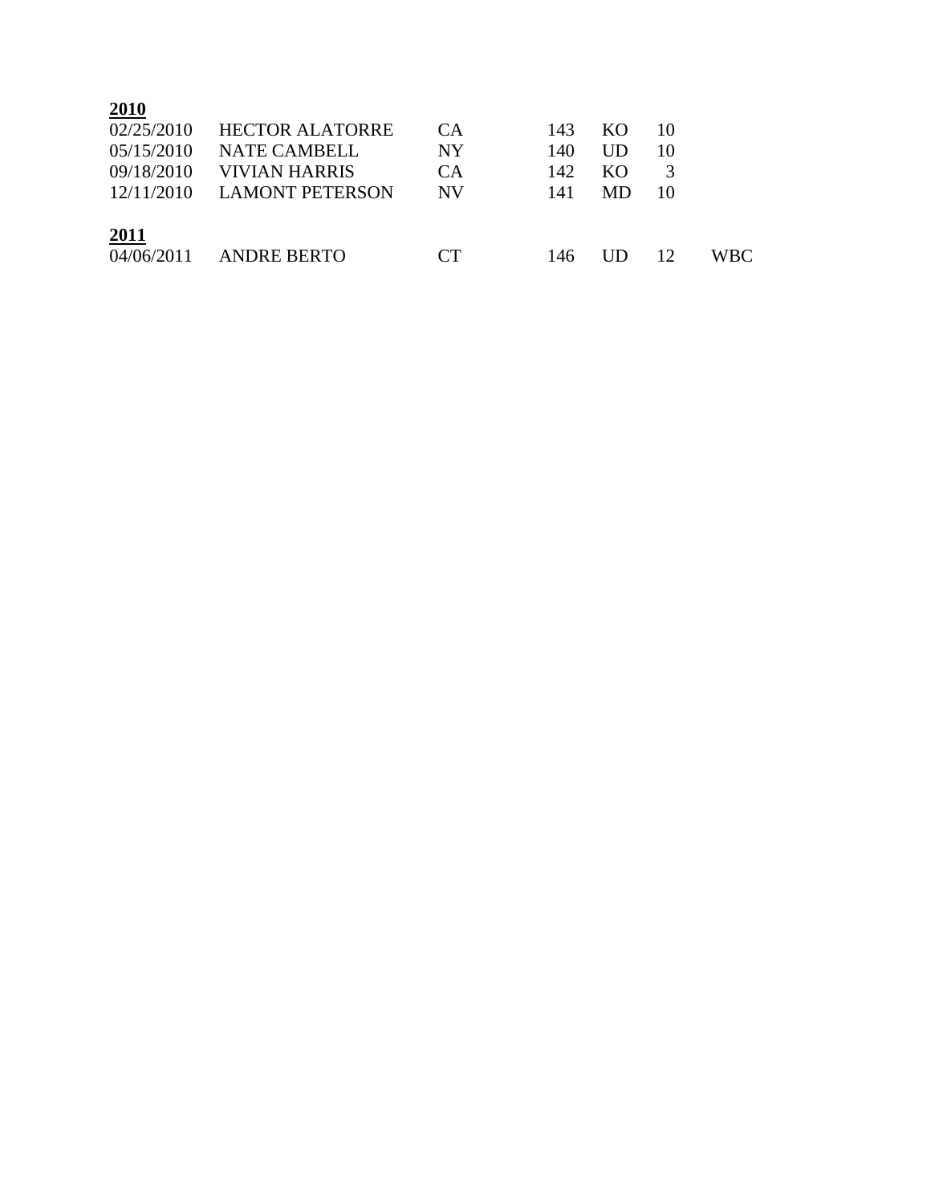**2010**

| | | | | | | |
|---|---|---|---|---|---|---|
| 02/25/2010 | HECTOR ALATORRE | CA | 143 | KO | 10 | |
| 05/15/2010 | NATE CAMBELL | NY | 140 | UD | 10 | |
| 09/18/2010 | VIVIAN HARRIS | CA | 142 | KO | 3 | |
| 12/11/2010 | LAMONT PETERSON | NV | 141 | MD | 10 | |

**2011**

| | | | | | | |
|---|---|---|---|---|---|---|
| 04/06/2011 | ANDRE BERTO | CT | 146 | UD | 12 | WBC |